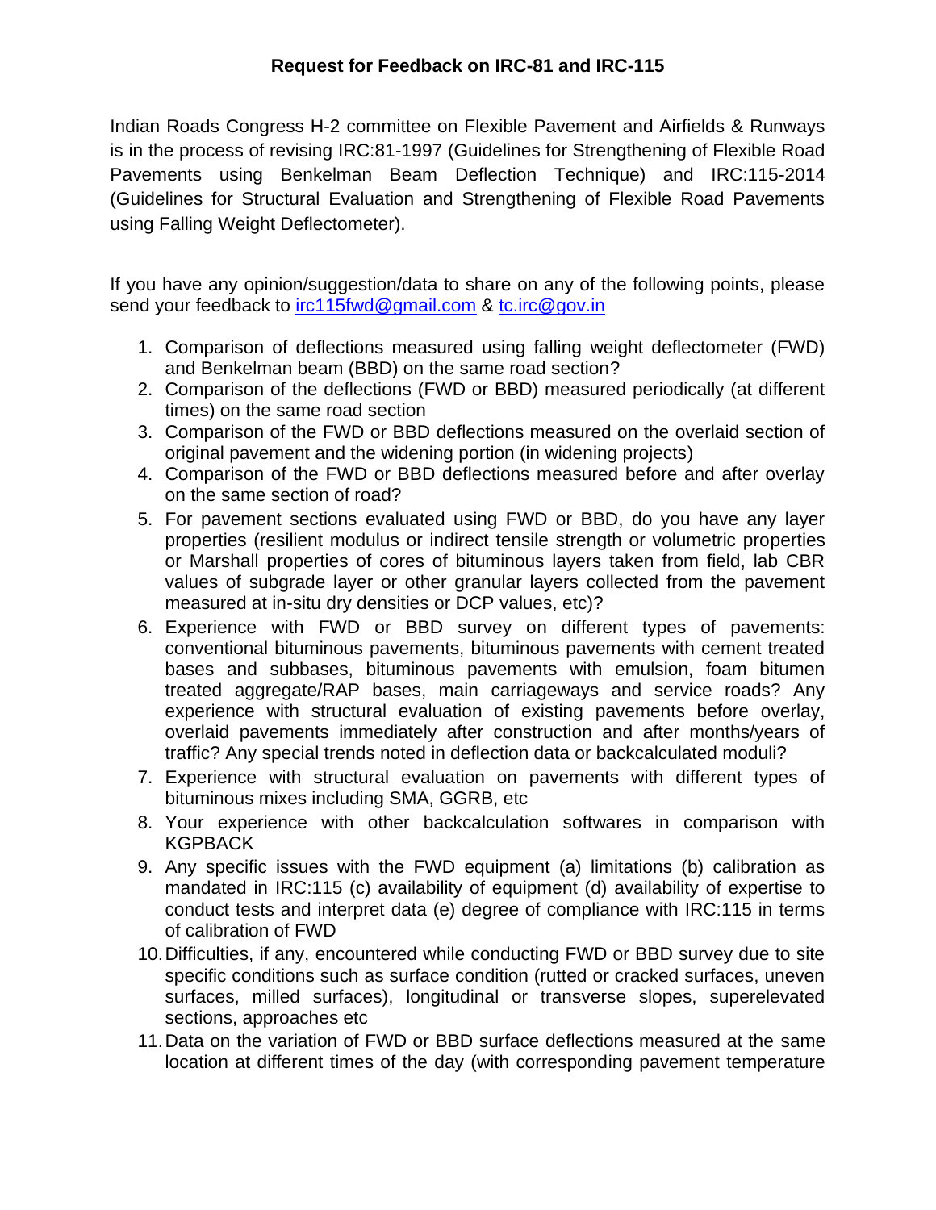## Request for Feedback on IRC-81 and IRC-115

Indian Roads Congress H-2 committee on Flexible Pavement and Airfields & Runways is in the process of revising IRC:81-1997 (Guidelines for Strengthening of Flexible Road Pavements using Benkelman Beam Deflection Technique) and IRC:115-2014 (Guidelines for Structural Evaluation and Strengthening of Flexible Road Pavements using Falling Weight Deflectometer).

If you have any opinion/suggestion/data to share on any of the following points, please send your feedback to irc115fwd@gmail.com & tc.irc@gov.in

1. Comparison of deflections measured using falling weight deflectometer (FWD) and Benkelman beam (BBD) on the same road section?
2. Comparison of the deflections (FWD or BBD) measured periodically (at different times) on the same road section
3. Comparison of the FWD or BBD deflections measured on the overlaid section of original pavement and the widening portion (in widening projects)
4. Comparison of the FWD or BBD deflections measured before and after overlay on the same section of road?
5. For pavement sections evaluated using FWD or BBD, do you have any layer properties (resilient modulus or indirect tensile strength or volumetric properties or Marshall properties of cores of bituminous layers taken from field, lab CBR values of subgrade layer or other granular layers collected from the pavement measured at in-situ dry densities or DCP values, etc)?
6. Experience with FWD or BBD survey on different types of pavements: conventional bituminous pavements, bituminous pavements with cement treated bases and subbases, bituminous pavements with emulsion, foam bitumen treated aggregate/RAP bases, main carriageways and service roads? Any experience with structural evaluation of existing pavements before overlay, overlaid pavements immediately after construction and after months/years of traffic? Any special trends noted in deflection data or backcalculated moduli?
7. Experience with structural evaluation on pavements with different types of bituminous mixes including SMA, GGRB, etc
8. Your experience with other backcalculation softwares in comparison with KGPBACK
9. Any specific issues with the FWD equipment (a) limitations (b) calibration as mandated in IRC:115 (c) availability of equipment (d) availability of expertise to conduct tests and interpret data (e) degree of compliance with IRC:115 in terms of calibration of FWD
10. Difficulties, if any, encountered while conducting FWD or BBD survey due to site specific conditions such as surface condition (rutted or cracked surfaces, uneven surfaces, milled surfaces), longitudinal or transverse slopes, superelevated sections, approaches etc
11. Data on the variation of FWD or BBD surface deflections measured at the same location at different times of the day (with corresponding pavement temperature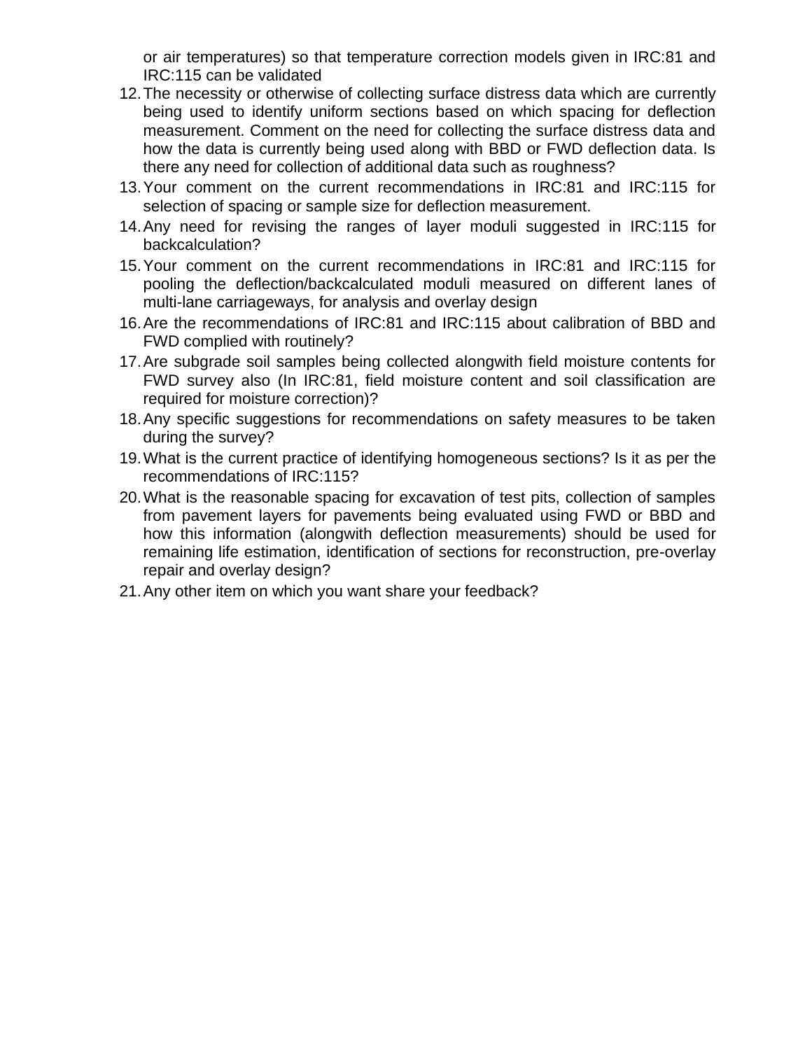or air temperatures) so that temperature correction models given in IRC:81 and IRC:115 can be validated

12. The necessity or otherwise of collecting surface distress data which are currently being used to identify uniform sections based on which spacing for deflection measurement. Comment on the need for collecting the surface distress data and how the data is currently being used along with BBD or FWD deflection data. Is there any need for collection of additional data such as roughness?
13. Your comment on the current recommendations in IRC:81 and IRC:115 for selection of spacing or sample size for deflection measurement.
14. Any need for revising the ranges of layer moduli suggested in IRC:115 for backcalculation?
15. Your comment on the current recommendations in IRC:81 and IRC:115 for pooling the deflection/backcalculated moduli measured on different lanes of multi-lane carriageways, for analysis and overlay design
16. Are the recommendations of IRC:81 and IRC:115 about calibration of BBD and FWD complied with routinely?
17. Are subgrade soil samples being collected alongwith field moisture contents for FWD survey also (In IRC:81, field moisture content and soil classification are required for moisture correction)?
18. Any specific suggestions for recommendations on safety measures to be taken during the survey?
19. What is the current practice of identifying homogeneous sections? Is it as per the recommendations of IRC:115?
20. What is the reasonable spacing for excavation of test pits, collection of samples from pavement layers for pavements being evaluated using FWD or BBD and how this information (alongwith deflection measurements) should be used for remaining life estimation, identification of sections for reconstruction, pre-overlay repair and overlay design?
21. Any other item on which you want share your feedback?